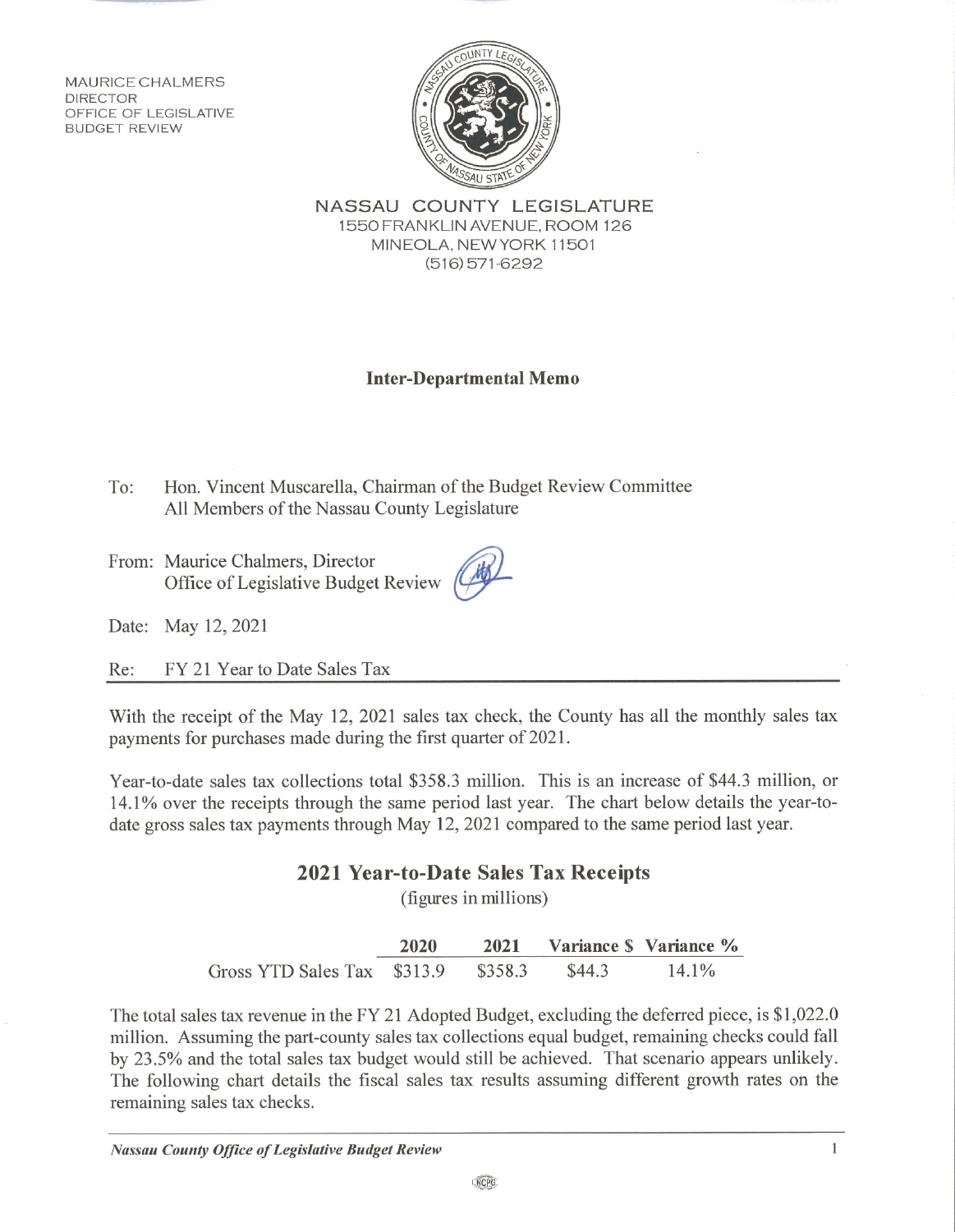MAURICE CHALMERS
DIRECTOR
OFFICE OF LEGISLATIVE
BUDGET REVIEW

NASSAU COUNTY LEGISLATURE
1550 FRANKLIN AVENUE, ROOM 126
MINEOLA, NEW YORK 11501
(516) 571-6292

## Inter-Departmental Memo

To: Hon. Vincent Muscarella, Chairman of the Budget Review Committee
All Members of the Nassau County Legislature

From: Maurice Chalmers, Director
Office of Legislative Budget Review

Date: May 12, 2021

Re: FY 21 Year to Date Sales Tax

With the receipt of the May 12, 2021 sales tax check, the County has all the monthly sales tax payments for purchases made during the first quarter of 2021.

Year-to-date sales tax collections total $358.3 million. This is an increase of $44.3 million, or 14.1% over the receipts through the same period last year. The chart below details the year-to-date gross sales tax payments through May 12, 2021 compared to the same period last year.

### 2021 Year-to-Date Sales Tax Receipts

(figures in millions)

| | 2020 | 2021 | Variance $ | Variance % |
|---|---|---|---|---|
| Gross YTD Sales Tax | $313.9 | $358.3 | $44.3 | 14.1% |

The total sales tax revenue in the FY 21 Adopted Budget, excluding the deferred piece, is $1,022.0 million. Assuming the part-county sales tax collections equal budget, remaining checks could fall by 23.5% and the total sales tax budget would still be achieved. That scenario appears unlikely. The following chart details the fiscal sales tax results assuming different growth rates on the remaining sales tax checks.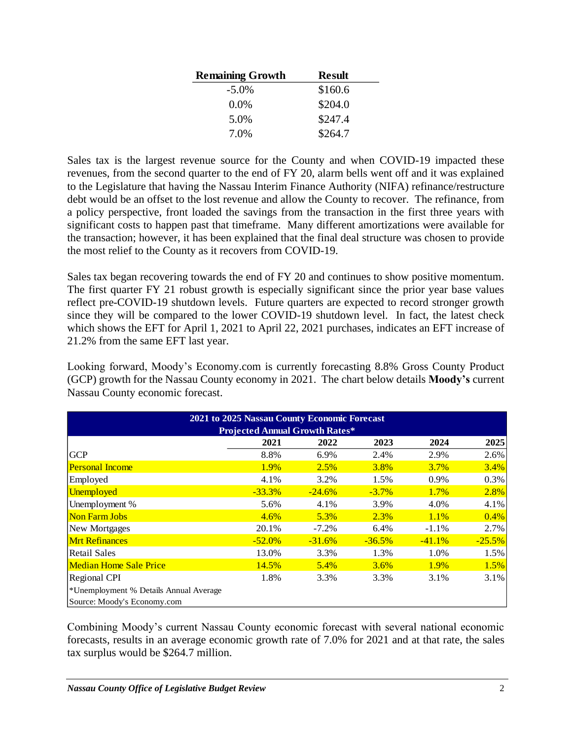| Remaining Growth | Result |
|---|---|
| -5.0% | $160.6 |
| 0.0% | $204.0 |
| 5.0% | $247.4 |
| 7.0% | $264.7 |

Sales tax is the largest revenue source for the County and when COVID-19 impacted these revenues, from the second quarter to the end of FY 20, alarm bells went off and it was explained to the Legislature that having the Nassau Interim Finance Authority (NIFA) refinance/restructure debt would be an offset to the lost revenue and allow the County to recover. The refinance, from a policy perspective, front loaded the savings from the transaction in the first three years with significant costs to happen past that timeframe. Many different amortizations were available for the transaction; however, it has been explained that the final deal structure was chosen to provide the most relief to the County as it recovers from COVID-19.

Sales tax began recovering towards the end of FY 20 and continues to show positive momentum. The first quarter FY 21 robust growth is especially significant since the prior year base values reflect pre-COVID-19 shutdown levels. Future quarters are expected to record stronger growth since they will be compared to the lower COVID-19 shutdown level. In fact, the latest check which shows the EFT for April 1, 2021 to April 22, 2021 purchases, indicates an EFT increase of 21.2% from the same EFT last year.

Looking forward, Moody's Economy.com is currently forecasting 8.8% Gross County Product (GCP) growth for the Nassau County economy in 2021. The chart below details **Moody's** current Nassau County economic forecast.

| 2021 to 2025 Nassau County Economic Forecast<br>Projected Annual Growth Rates* | | | | | |
|---|---|---|---|---|---|
| | 2021 | 2022 | 2023 | 2024 | 2025 |
| GCP | 8.8% | 6.9% | 2.4% | 2.9% | 2.6% |
| Personal Income | 1.9% | 2.5% | 3.8% | 3.7% | 3.4% |
| Employed | 4.1% | 3.2% | 1.5% | 0.9% | 0.3% |
| Unemployed | -33.3% | -24.6% | -3.7% | 1.7% | 2.8% |
| Unemployment % | 5.6% | 4.1% | 3.9% | 4.0% | 4.1% |
| Non Farm Jobs | 4.6% | 5.3% | 2.3% | 1.1% | 0.4% |
| New Mortgages | 20.1% | -7.2% | 6.4% | -1.1% | 2.7% |
| Mrt Refinances | -52.0% | -31.6% | -36.5% | -41.1% | -25.5% |
| Retail Sales | 13.0% | 3.3% | 1.3% | 1.0% | 1.5% |
| Median Home Sale Price | 14.5% | 5.4% | 3.6% | 1.9% | 1.5% |
| Regional CPI | 1.8% | 3.3% | 3.3% | 3.1% | 3.1% |

*Unemployment % Details Annual Average
Source: Moody's Economy.com

Combining Moody's current Nassau County economic forecast with several national economic forecasts, results in an average economic growth rate of 7.0% for 2021 and at that rate, the sales tax surplus would be $264.7 million.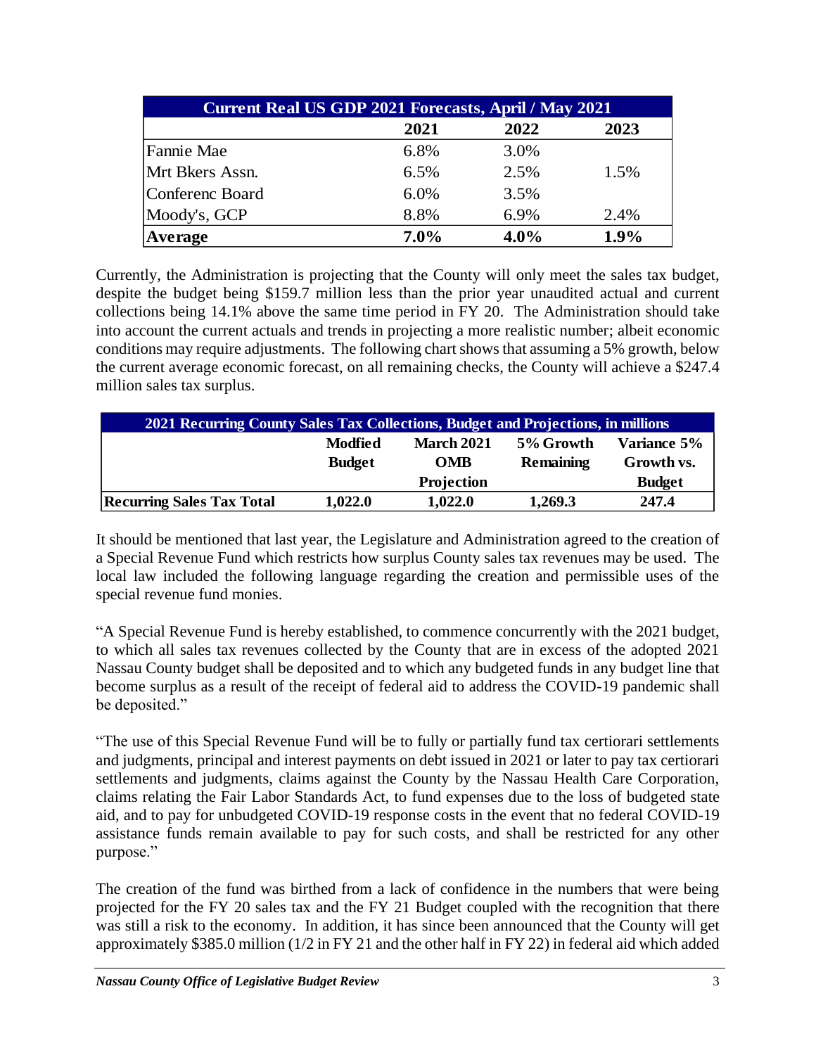| Current Real US GDP 2021 Forecasts, April / May 2021 | | | |
|---|---|---|---|
| | 2021 | 2022 | 2023 |
| Fannie Mae | 6.8% | 3.0% | |
| Mrt Bkers Assn. | 6.5% | 2.5% | 1.5% |
| Conferenc Board | 6.0% | 3.5% | |
| Moody's, GCP | 8.8% | 6.9% | 2.4% |
| **Average** | **7.0%** | **4.0%** | **1.9%** |

Currently, the Administration is projecting that the County will only meet the sales tax budget, despite the budget being $159.7 million less than the prior year unaudited actual and current collections being 14.1% above the same time period in FY 20. The Administration should take into account the current actuals and trends in projecting a more realistic number; albeit economic conditions may require adjustments. The following chart shows that assuming a 5% growth, below the current average economic forecast, on all remaining checks, the County will achieve a $247.4 million sales tax surplus.

| 2021 Recurring County Sales Tax Collections, Budget and Projections, in millions | | | | |
|---|---|---|---|---|
| | **Modfied Budget** | **March 2021 OMB Projection** | **5% Growth Remaining** | **Variance 5% Growth vs. Budget** |
| **Recurring Sales Tax Total** | **1,022.0** | **1,022.0** | **1,269.3** | **247.4** |

It should be mentioned that last year, the Legislature and Administration agreed to the creation of a Special Revenue Fund which restricts how surplus County sales tax revenues may be used. The local law included the following language regarding the creation and permissible uses of the special revenue fund monies.

"A Special Revenue Fund is hereby established, to commence concurrently with the 2021 budget, to which all sales tax revenues collected by the County that are in excess of the adopted 2021 Nassau County budget shall be deposited and to which any budgeted funds in any budget line that become surplus as a result of the receipt of federal aid to address the COVID-19 pandemic shall be deposited."

"The use of this Special Revenue Fund will be to fully or partially fund tax certiorari settlements and judgments, principal and interest payments on debt issued in 2021 or later to pay tax certiorari settlements and judgments, claims against the County by the Nassau Health Care Corporation, claims relating the Fair Labor Standards Act, to fund expenses due to the loss of budgeted state aid, and to pay for unbudgeted COVID-19 response costs in the event that no federal COVID-19 assistance funds remain available to pay for such costs, and shall be restricted for any other purpose."

The creation of the fund was birthed from a lack of confidence in the numbers that were being projected for the FY 20 sales tax and the FY 21 Budget coupled with the recognition that there was still a risk to the economy. In addition, it has since been announced that the County will get approximately $385.0 million (1/2 in FY 21 and the other half in FY 22) in federal aid which added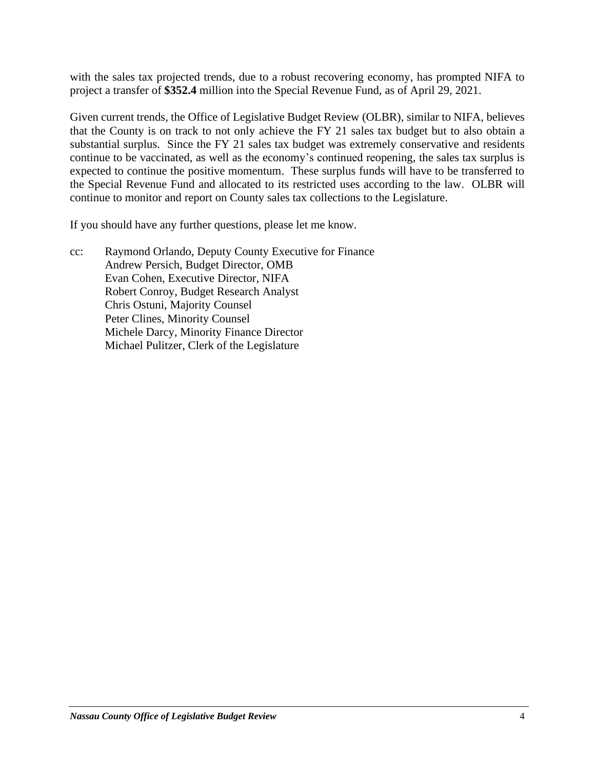with the sales tax projected trends, due to a robust recovering economy, has prompted NIFA to project a transfer of **$352.4** million into the Special Revenue Fund, as of April 29, 2021.

Given current trends, the Office of Legislative Budget Review (OLBR), similar to NIFA, believes that the County is on track to not only achieve the FY 21 sales tax budget but to also obtain a substantial surplus. Since the FY 21 sales tax budget was extremely conservative and residents continue to be vaccinated, as well as the economy's continued reopening, the sales tax surplus is expected to continue the positive momentum. These surplus funds will have to be transferred to the Special Revenue Fund and allocated to its restricted uses according to the law. OLBR will continue to monitor and report on County sales tax collections to the Legislature.

If you should have any further questions, please let me know.

cc: Raymond Orlando, Deputy County Executive for Finance
Andrew Persich, Budget Director, OMB
Evan Cohen, Executive Director, NIFA
Robert Conroy, Budget Research Analyst
Chris Ostuni, Majority Counsel
Peter Clines, Minority Counsel
Michele Darcy, Minority Finance Director
Michael Pulitzer, Clerk of the Legislature